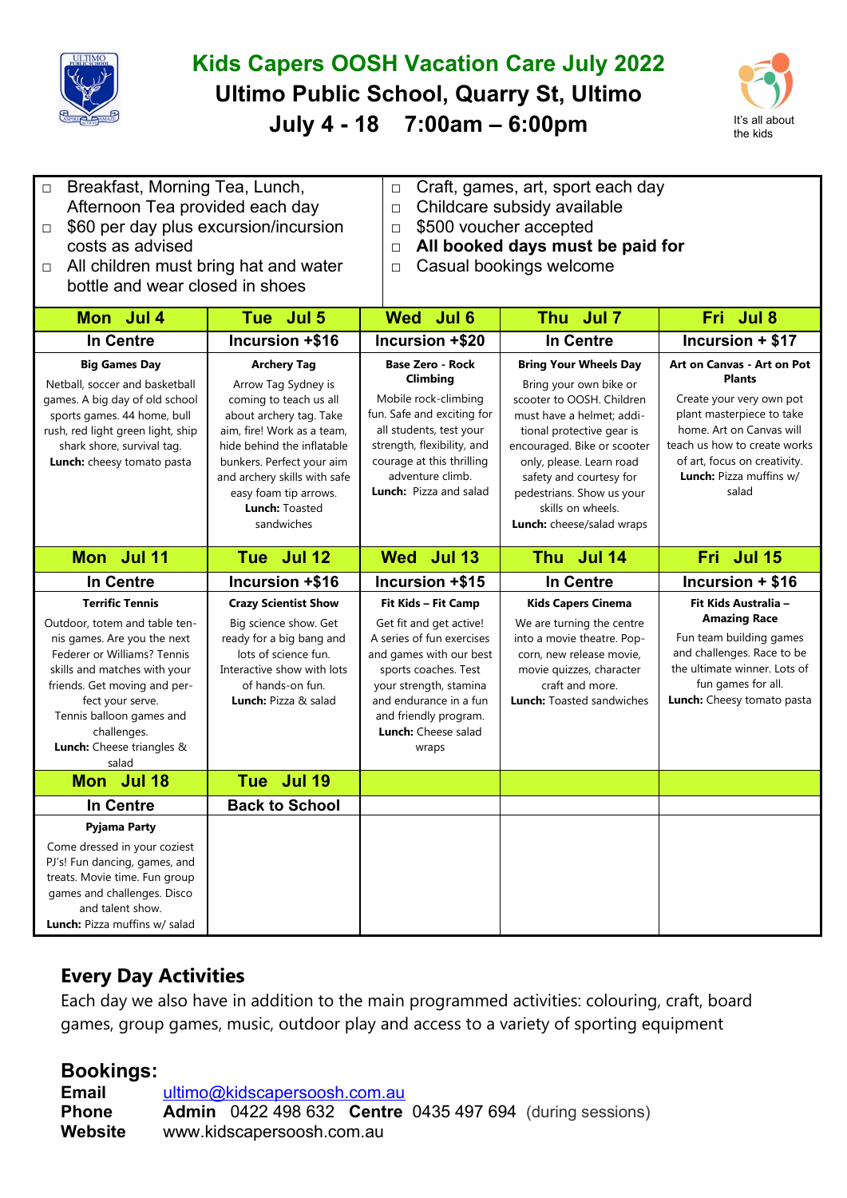# Kids Capers OOSH Vacation Care July 2022

## Ultimo Public School, Quarry St, Ultimo

## July 4 - 18    7:00am – 6:00pm

It's all about the kids

- Breakfast, Morning Tea, Lunch, Afternoon Tea provided each day
- $60 per day plus excursion/incursion costs as advised
- All children must bring hat and water bottle and wear closed in shoes
- Craft, games, art, sport each day
- Childcare subsidy available
- $500 voucher accepted
- **All booked days must be paid for**
- Casual bookings welcome

| Mon Jul 4 | Tue Jul 5 | Wed Jul 6 | Thu Jul 7 | Fri Jul 8 |
|---|---|---|---|---|
| In Centre | Incursion +$16 | Incursion +$20 | In Centre | Incursion + $17 |
| **Big Games Day**<br>Netball, soccer and basketball games. A big day of old school sports games. 44 home, bull rush, red light green light, ship shark shore, survival tag.<br>**Lunch:** cheesy tomato pasta | **Archery Tag**<br>Arrow Tag Sydney is coming to teach us all about archery tag. Take aim, fire! Work as a team, hide behind the inflatable bunkers. Perfect your aim and archery skills with safe easy foam tip arrows.<br>**Lunch:** Toasted sandwiches | **Base Zero - Rock Climbing**<br>Mobile rock-climbing fun. Safe and exciting for all students, test your strength, flexibility, and courage at this thrilling adventure climb.<br>**Lunch:** Pizza and salad | **Bring Your Wheels Day**<br>Bring your own bike or scooter to OOSH. Children must have a helmet; additional protective gear is encouraged. Bike or scooter only, please. Learn road safety and courtesy for pedestrians. Show us your skills on wheels.<br>**Lunch:** cheese/salad wraps | **Art on Canvas - Art on Pot Plants**<br>Create your very own pot plant masterpiece to take home. Art on Canvas will teach us how to create works of art, focus on creativity.<br>**Lunch:** Pizza muffins w/ salad |
| **Mon Jul 11** | **Tue Jul 12** | **Wed Jul 13** | **Thu Jul 14** | **Fri Jul 15** |
| In Centre | Incursion +$16 | Incursion +$15 | In Centre | Incursion + $16 |
| **Terrific Tennis**<br>Outdoor, totem and table tennis games. Are you the next Federer or Williams? Tennis skills and matches with your friends. Get moving and perfect your serve.<br>Tennis balloon games and challenges.<br>**Lunch:** Cheese triangles & salad | **Crazy Scientist Show**<br>Big science show. Get ready for a big bang and lots of science fun. Interactive show with lots of hands-on fun.<br>**Lunch:** Pizza & salad | **Fit Kids – Fit Camp**<br>Get fit and get active! A series of fun exercises and games with our best sports coaches. Test your strength, stamina and endurance in a fun and friendly program.<br>**Lunch:** Cheese salad wraps | **Kids Capers Cinema**<br>We are turning the centre into a movie theatre. Popcorn, new release movie, movie quizzes, character craft and more.<br>**Lunch:** Toasted sandwiches | **Fit Kids Australia – Amazing Race**<br>Fun team building games and challenges. Race to be the ultimate winner. Lots of fun games for all.<br>**Lunch:** Cheesy tomato pasta |
| **Mon Jul 18** | **Tue Jul 19** | | | |
| In Centre | Back to School | | | |
| **Pyjama Party**<br>Come dressed in your coziest PJ's! Fun dancing, games, and treats. Movie time. Fun group games and challenges. Disco and talent show.<br>**Lunch:** Pizza muffins w/ salad | | | | |

## Every Day Activities

Each day we also have in addition to the main programmed activities: colouring, craft, board games, group games, music, outdoor play and access to a variety of sporting equipment

## Bookings:

**Email** ultimo@kidscapersoosh.com.au
**Phone** **Admin** 0422 498 632 **Centre** 0435 497 694 (during sessions)
**Website** www.kidscapersoosh.com.au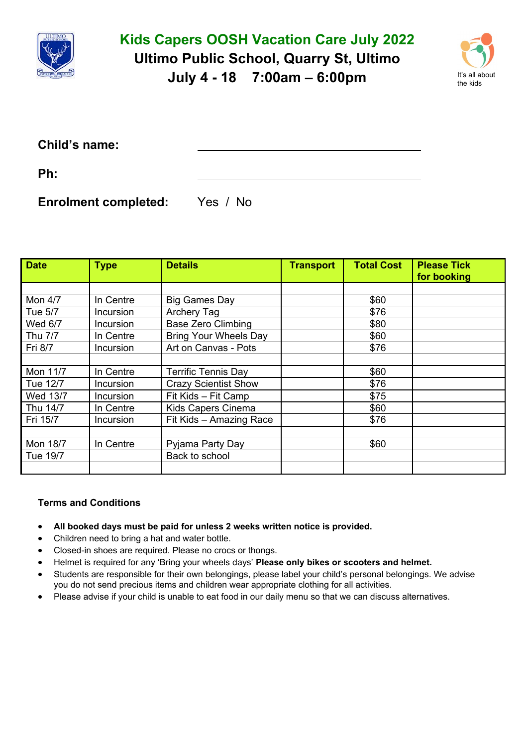# Kids Capers OOSH Vacation Care July 2022

## Ultimo Public School, Quarry St, Ultimo

## July 4 - 18    7:00am – 6:00pm

It's all about the kids

**Child's name:** ______________________

**Ph:** ______________________

**Enrolment completed:** Yes / No

| Date | Type | Details | Transport | Total Cost | Please Tick for booking |
|---|---|---|---|---|---|
| | | | | | |
| Mon 4/7 | In Centre | Big Games Day | | $60 | |
| Tue 5/7 | Incursion | Archery Tag | | $76 | |
| Wed 6/7 | Incursion | Base Zero Climbing | | $80 | |
| Thu 7/7 | In Centre | Bring Your Wheels Day | | $60 | |
| Fri 8/7 | Incursion | Art on Canvas - Pots | | $76 | |
| | | | | | |
| Mon 11/7 | In Centre | Terrific Tennis Day | | $60 | |
| Tue 12/7 | Incursion | Crazy Scientist Show | | $76 | |
| Wed 13/7 | Incursion | Fit Kids – Fit Camp | | $75 | |
| Thu 14/7 | In Centre | Kids Capers Cinema | | $60 | |
| Fri 15/7 | Incursion | Fit Kids – Amazing Race | | $76 | |
| | | | | | |
| Mon 18/7 | In Centre | Pyjama Party Day | | $60 | |
| Tue 19/7 | | Back to school | | | |
| | | | | | |

**Terms and Conditions**

- **All booked days must be paid for unless 2 weeks written notice is provided.**
- Children need to bring a hat and water bottle.
- Closed-in shoes are required. Please no crocs or thongs.
- Helmet is required for any 'Bring your wheels days' **Please only bikes or scooters and helmet.**
- Students are responsible for their own belongings, please label your child's personal belongings. We advise you do not send precious items and children wear appropriate clothing for all activities.
- Please advise if your child is unable to eat food in our daily menu so that we can discuss alternatives.